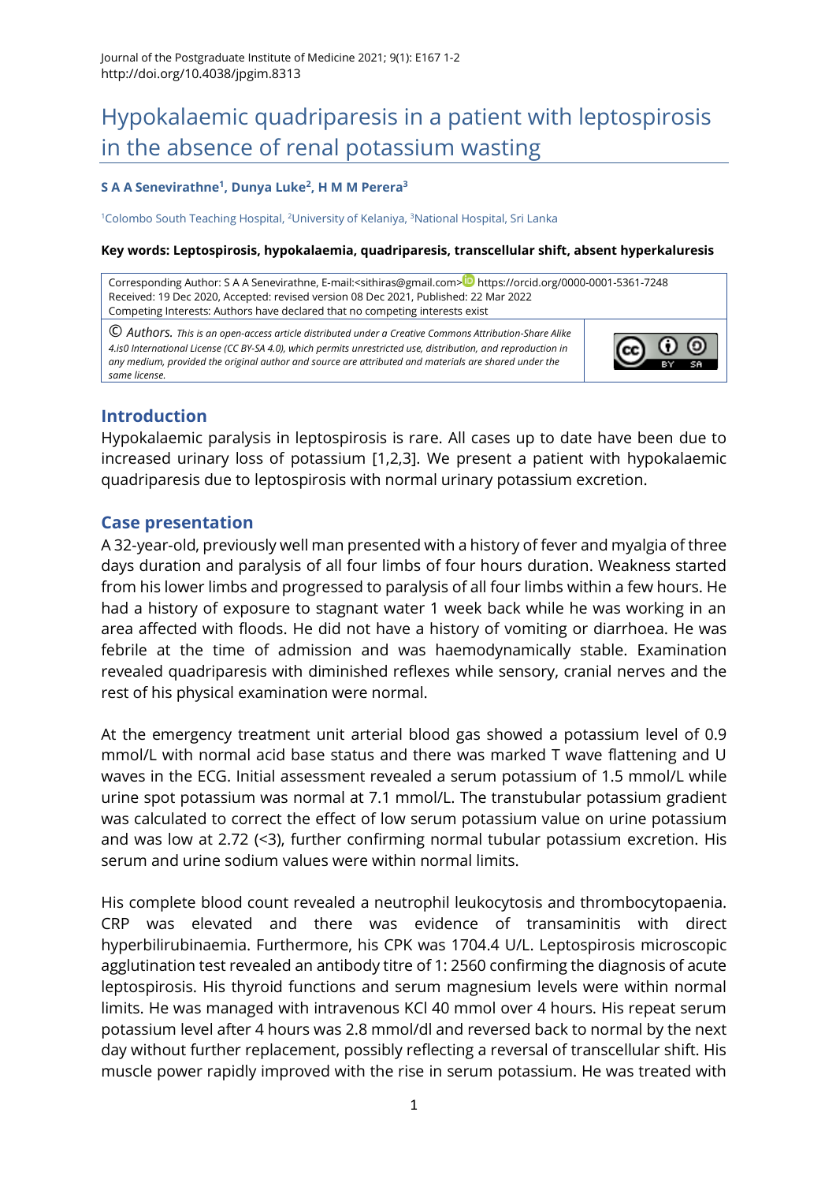# Hypokalaemic quadriparesis in a patient with leptospirosis in the absence of renal potassium wasting

**S A A Senevirathne[1], Dunya Luke[2], H M M Perera[3]**

[1]Colombo South Teaching Hospital, [2]University of Kelaniya, [3]National Hospital, Sri Lanka

**Key words: Leptospirosis, hypokalaemia, quadriparesis, transcellular shift, absent hyperkaluresis**

Corresponding Author: S A A Senevirathne, E-mail:<sithiras@gmail.com> https://orcid.org/0000-0001-5361-7248
Received: 19 Dec 2020, Accepted: revised version 08 Dec 2021, Published: 22 Mar 2022
Competing Interests: Authors have declared that no competing interests exist

© Authors. *This is an open-access article distributed under a Creative Commons Attribution-Share Alike 4.is0 International License (CC BY-SA 4.0), which permits unrestricted use, distribution, and reproduction in any medium, provided the original author and source are attributed and materials are shared under the same license.*

## Introduction

Hypokalaemic paralysis in leptospirosis is rare. All cases up to date have been due to increased urinary loss of potassium [1,2,3]. We present a patient with hypokalaemic quadriparesis due to leptospirosis with normal urinary potassium excretion.

## Case presentation

A 32-year-old, previously well man presented with a history of fever and myalgia of three days duration and paralysis of all four limbs of four hours duration. Weakness started from his lower limbs and progressed to paralysis of all four limbs within a few hours. He had a history of exposure to stagnant water 1 week back while he was working in an area affected with floods. He did not have a history of vomiting or diarrhoea. He was febrile at the time of admission and was haemodynamically stable. Examination revealed quadriparesis with diminished reflexes while sensory, cranial nerves and the rest of his physical examination were normal.

At the emergency treatment unit arterial blood gas showed a potassium level of 0.9 mmol/L with normal acid base status and there was marked T wave flattening and U waves in the ECG. Initial assessment revealed a serum potassium of 1.5 mmol/L while urine spot potassium was normal at 7.1 mmol/L. The transtubular potassium gradient was calculated to correct the effect of low serum potassium value on urine potassium and was low at 2.72 (<3), further confirming normal tubular potassium excretion. His serum and urine sodium values were within normal limits.

His complete blood count revealed a neutrophil leukocytosis and thrombocytopaenia. CRP was elevated and there was evidence of transaminitis with direct hyperbilirubinaemia. Furthermore, his CPK was 1704.4 U/L. Leptospirosis microscopic agglutination test revealed an antibody titre of 1: 2560 confirming the diagnosis of acute leptospirosis. His thyroid functions and serum magnesium levels were within normal limits. He was managed with intravenous KCl 40 mmol over 4 hours. His repeat serum potassium level after 4 hours was 2.8 mmol/dl and reversed back to normal by the next day without further replacement, possibly reflecting a reversal of transcellular shift. His muscle power rapidly improved with the rise in serum potassium. He was treated with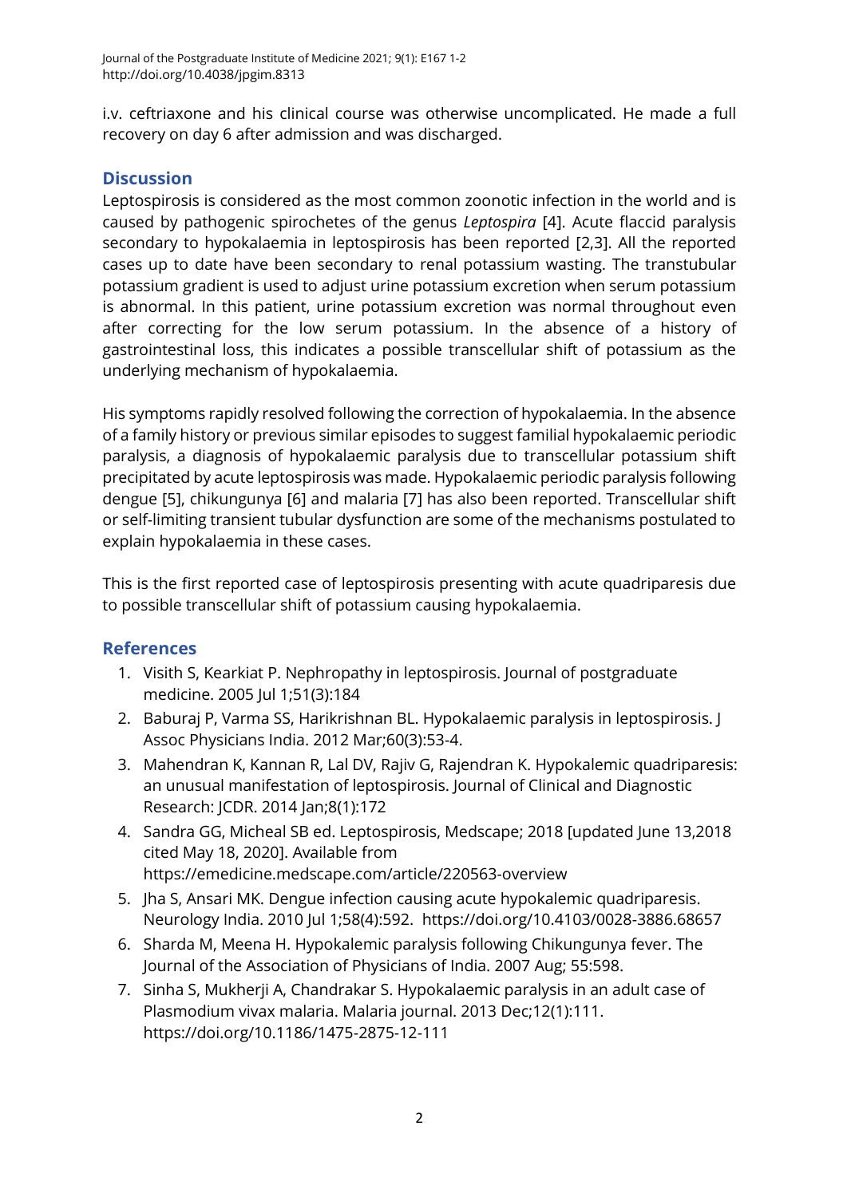i.v. ceftriaxone and his clinical course was otherwise uncomplicated. He made a full recovery on day 6 after admission and was discharged.

## Discussion

Leptospirosis is considered as the most common zoonotic infection in the world and is caused by pathogenic spirochetes of the genus *Leptospira* [4]. Acute flaccid paralysis secondary to hypokalaemia in leptospirosis has been reported [2,3]. All the reported cases up to date have been secondary to renal potassium wasting. The transtubular potassium gradient is used to adjust urine potassium excretion when serum potassium is abnormal. In this patient, urine potassium excretion was normal throughout even after correcting for the low serum potassium. In the absence of a history of gastrointestinal loss, this indicates a possible transcellular shift of potassium as the underlying mechanism of hypokalaemia.

His symptoms rapidly resolved following the correction of hypokalaemia. In the absence of a family history or previous similar episodes to suggest familial hypokalaemic periodic paralysis, a diagnosis of hypokalaemic paralysis due to transcellular potassium shift precipitated by acute leptospirosis was made. Hypokalaemic periodic paralysis following dengue [5], chikungunya [6] and malaria [7] has also been reported. Transcellular shift or self-limiting transient tubular dysfunction are some of the mechanisms postulated to explain hypokalaemia in these cases.

This is the first reported case of leptospirosis presenting with acute quadriparesis due to possible transcellular shift of potassium causing hypokalaemia.

## References

1. Visith S, Kearkiat P. Nephropathy in leptospirosis. Journal of postgraduate medicine. 2005 Jul 1;51(3):184
2. Baburaj P, Varma SS, Harikrishnan BL. Hypokalaemic paralysis in leptospirosis. J Assoc Physicians India. 2012 Mar;60(3):53-4.
3. Mahendran K, Kannan R, Lal DV, Rajiv G, Rajendran K. Hypokalemic quadriparesis: an unusual manifestation of leptospirosis. Journal of Clinical and Diagnostic Research: JCDR. 2014 Jan;8(1):172
4. Sandra GG, Micheal SB ed. Leptospirosis, Medscape; 2018 [updated June 13,2018 cited May 18, 2020]. Available from https://emedicine.medscape.com/article/220563-overview
5. Jha S, Ansari MK. Dengue infection causing acute hypokalemic quadriparesis. Neurology India. 2010 Jul 1;58(4):592. https://doi.org/10.4103/0028-3886.68657
6. Sharda M, Meena H. Hypokalemic paralysis following Chikungunya fever. The Journal of the Association of Physicians of India. 2007 Aug; 55:598.
7. Sinha S, Mukherji A, Chandrakar S. Hypokalaemic paralysis in an adult case of Plasmodium vivax malaria. Malaria journal. 2013 Dec;12(1):111. https://doi.org/10.1186/1475-2875-12-111